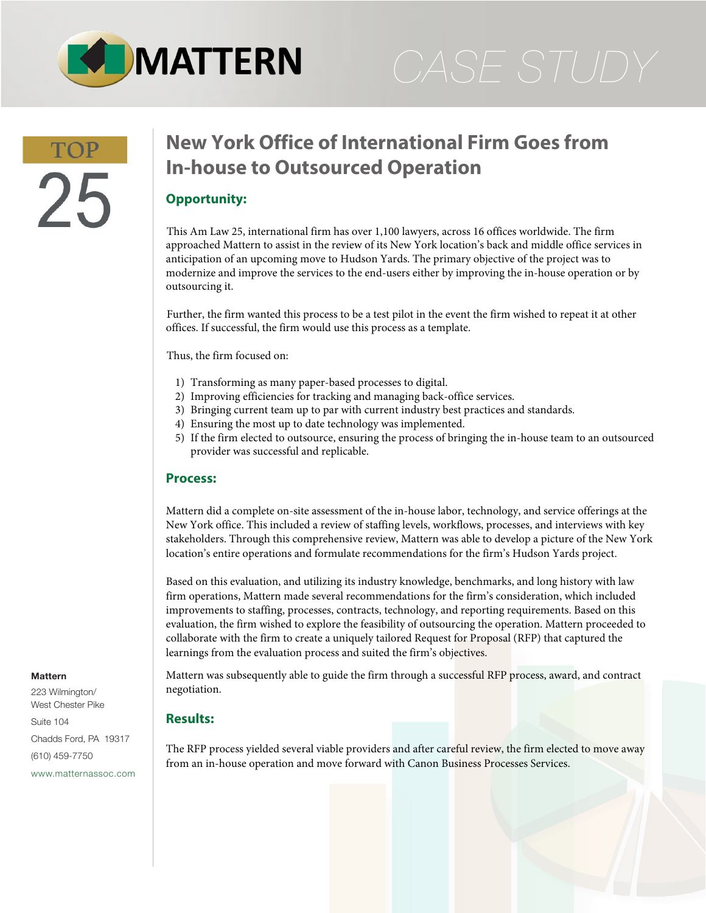MATTERN

CASE STUDY

TOP 25

# New York Office of International Firm Goes from In-house to Outsourced Operation

## Opportunity:

This Am Law 25, international firm has over 1,100 lawyers, across 16 offices worldwide. The firm approached Mattern to assist in the review of its New York location's back and middle office services in anticipation of an upcoming move to Hudson Yards. The primary objective of the project was to modernize and improve the services to the end-users either by improving the in-house operation or by outsourcing it.

Further, the firm wanted this process to be a test pilot in the event the firm wished to repeat it at other offices. If successful, the firm would use this process as a template.

Thus, the firm focused on:

1) Transforming as many paper-based processes to digital.
2) Improving efficiencies for tracking and managing back-office services.
3) Bringing current team up to par with current industry best practices and standards.
4) Ensuring the most up to date technology was implemented.
5) If the firm elected to outsource, ensuring the process of bringing the in-house team to an outsourced provider was successful and replicable.

## Process:

Mattern did a complete on-site assessment of the in-house labor, technology, and service offerings at the New York office. This included a review of staffing levels, workflows, processes, and interviews with key stakeholders. Through this comprehensive review, Mattern was able to develop a picture of the New York location's entire operations and formulate recommendations for the firm's Hudson Yards project.

Based on this evaluation, and utilizing its industry knowledge, benchmarks, and long history with law firm operations, Mattern made several recommendations for the firm's consideration, which included improvements to staffing, processes, contracts, technology, and reporting requirements. Based on this evaluation, the firm wished to explore the feasibility of outsourcing the operation. Mattern proceeded to collaborate with the firm to create a uniquely tailored Request for Proposal (RFP) that captured the learnings from the evaluation process and suited the firm's objectives.

Mattern was subsequently able to guide the firm through a successful RFP process, award, and contract negotiation.

## Results:

The RFP process yielded several viable providers and after careful review, the firm elected to move away from an in-house operation and move forward with Canon Business Processes Services.

**Mattern**
223 Wilmington/
West Chester Pike
Suite 104
Chadds Ford, PA 19317
(610) 459-7750
www.matternassoc.com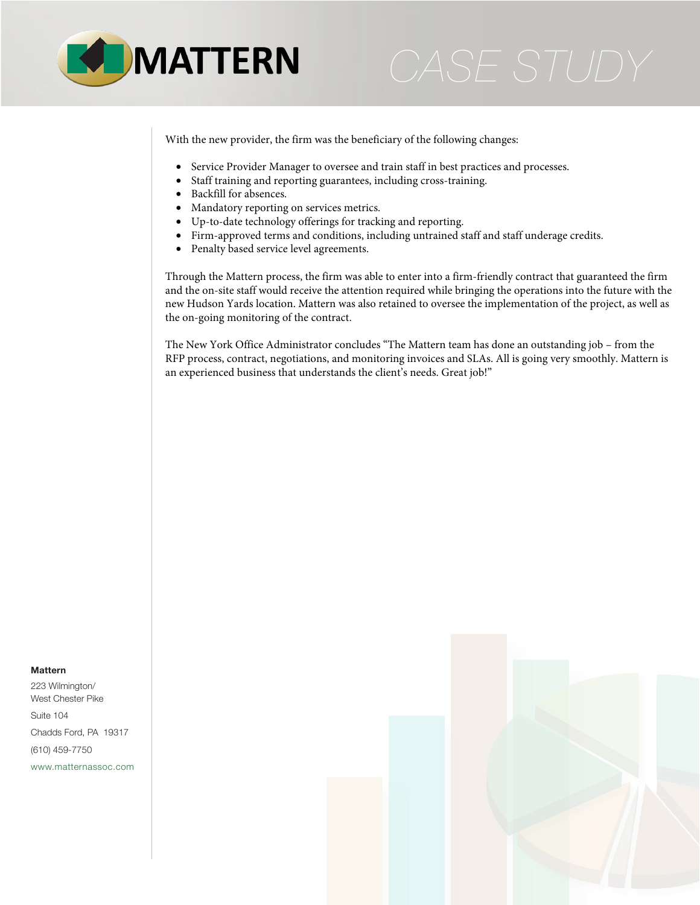With the new provider, the firm was the beneficiary of the following changes:

- Service Provider Manager to oversee and train staff in best practices and processes.
- Staff training and reporting guarantees, including cross-training.
- Backfill for absences.
- Mandatory reporting on services metrics.
- Up-to-date technology offerings for tracking and reporting.
- Firm-approved terms and conditions, including untrained staff and staff underage credits.
- Penalty based service level agreements.

Through the Mattern process, the firm was able to enter into a firm-friendly contract that guaranteed the firm and the on-site staff would receive the attention required while bringing the operations into the future with the new Hudson Yards location. Mattern was also retained to oversee the implementation of the project, as well as the on-going monitoring of the contract.

The New York Office Administrator concludes "The Mattern team has done an outstanding job – from the RFP process, contract, negotiations, and monitoring invoices and SLAs. All is going very smoothly. Mattern is an experienced business that understands the client's needs. Great job!"

**Mattern**
223 Wilmington/
West Chester Pike
Suite 104
Chadds Ford, PA 19317
(610) 459-7750
www.matternassoc.com